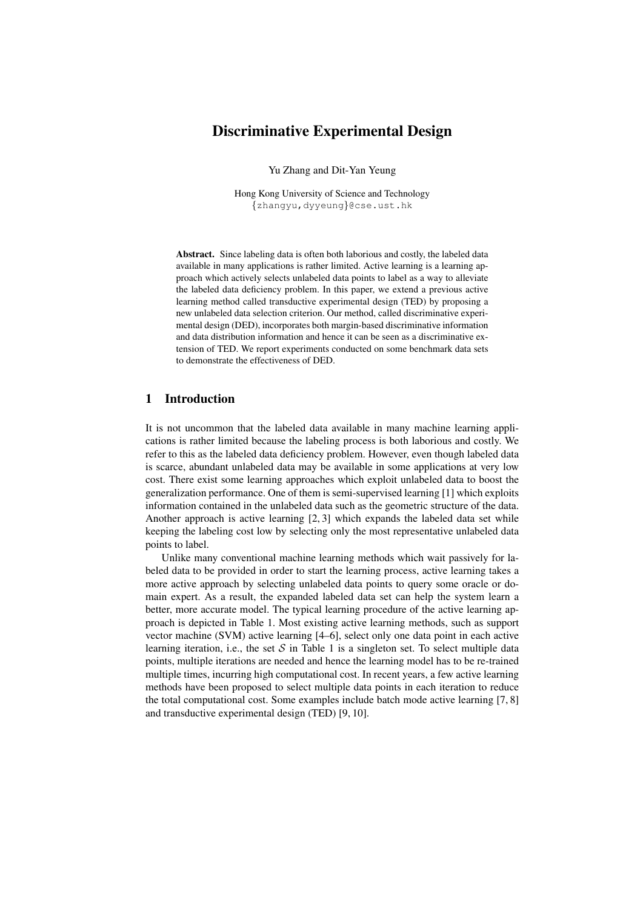# Discriminative Experimental Design

Yu Zhang and Dit-Yan Yeung

Hong Kong University of Science and Technology
{zhangyu,dyyeung}@cse.ust.hk

**Abstract.** Since labeling data is often both laborious and costly, the labeled data available in many applications is rather limited. Active learning is a learning approach which actively selects unlabeled data points to label as a way to alleviate the labeled data deficiency problem. In this paper, we extend a previous active learning method called transductive experimental design (TED) by proposing a new unlabeled data selection criterion. Our method, called discriminative experimental design (DED), incorporates both margin-based discriminative information and data distribution information and hence it can be seen as a discriminative extension of TED. We report experiments conducted on some benchmark data sets to demonstrate the effectiveness of DED.

## 1 Introduction

It is not uncommon that the labeled data available in many machine learning applications is rather limited because the labeling process is both laborious and costly. We refer to this as the labeled data deficiency problem. However, even though labeled data is scarce, abundant unlabeled data may be available in some applications at very low cost. There exist some learning approaches which exploit unlabeled data to boost the generalization performance. One of them is semi-supervised learning [1] which exploits information contained in the unlabeled data such as the geometric structure of the data. Another approach is active learning [2, 3] which expands the labeled data set while keeping the labeling cost low by selecting only the most representative unlabeled data points to label.

Unlike many conventional machine learning methods which wait passively for labeled data to be provided in order to start the learning process, active learning takes a more active approach by selecting unlabeled data points to query some oracle or domain expert. As a result, the expanded labeled data set can help the system learn a better, more accurate model. The typical learning procedure of the active learning approach is depicted in Table 1. Most existing active learning methods, such as support vector machine (SVM) active learning [4–6], select only one data point in each active learning iteration, i.e., the set $\mathcal{S}$ in Table 1 is a singleton set. To select multiple data points, multiple iterations are needed and hence the learning model has to be re-trained multiple times, incurring high computational cost. In recent years, a few active learning methods have been proposed to select multiple data points in each iteration to reduce the total computational cost. Some examples include batch mode active learning [7, 8] and transductive experimental design (TED) [9, 10].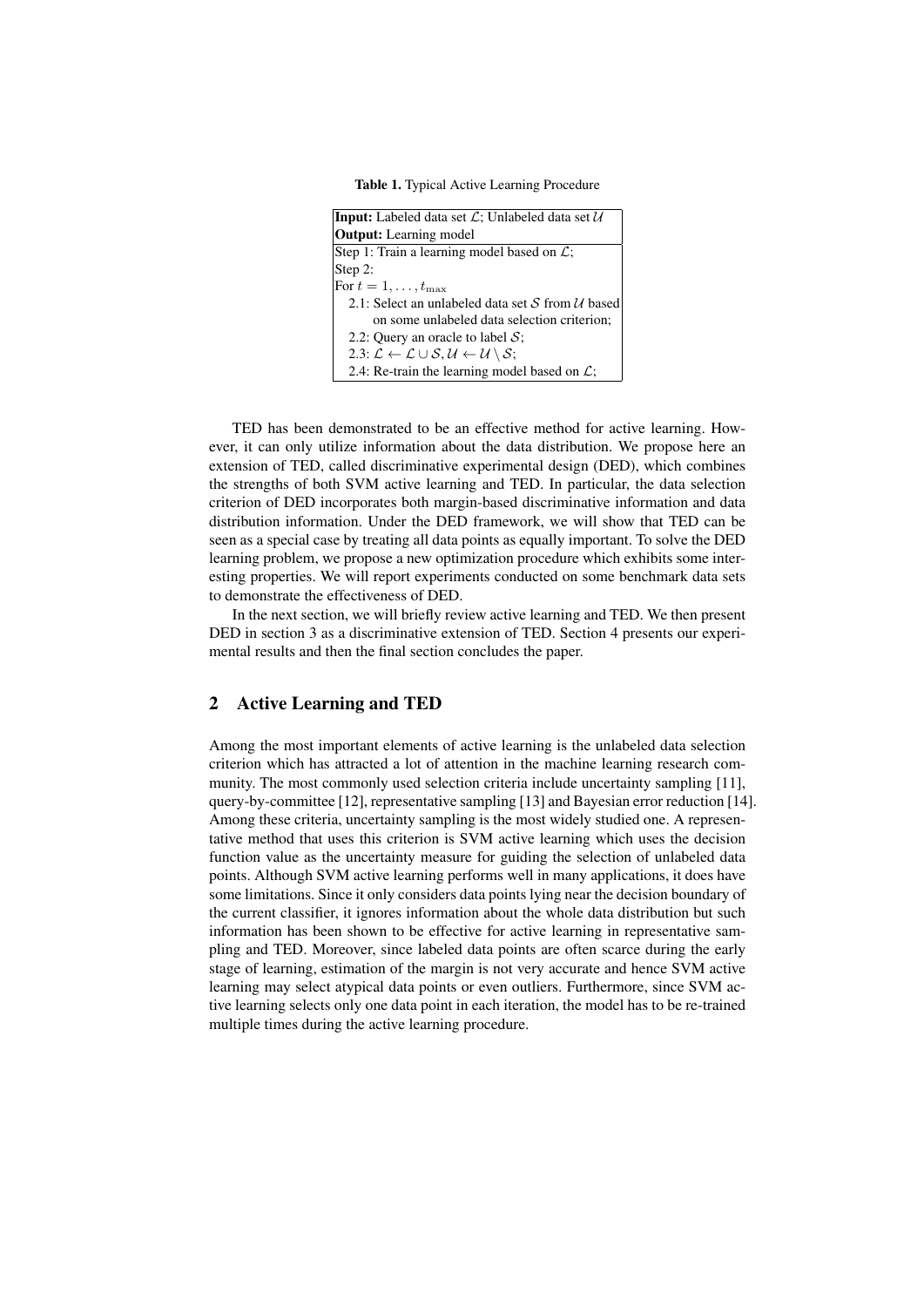**Table 1.** Typical Active Learning Procedure

| **Input:** Labeled data set $\mathcal{L}$; Unlabeled data set $\mathcal{U}$ |
|---|
| **Output:** Learning model |
| Step 1: Train a learning model based on $\mathcal{L}$; |
| Step 2: |
| For $t = 1, \dots, t_{\max}$ |
| 2.1: Select an unlabeled data set $\mathcal{S}$ from $\mathcal{U}$ based on some unlabeled data selection criterion; |
| 2.2: Query an oracle to label $\mathcal{S}$; |
| 2.3: $\mathcal{L} \leftarrow \mathcal{L} \cup \mathcal{S}, \mathcal{U} \leftarrow \mathcal{U} \setminus \mathcal{S}$; |
| 2.4: Re-train the learning model based on $\mathcal{L}$; |

TED has been demonstrated to be an effective method for active learning. However, it can only utilize information about the data distribution. We propose here an extension of TED, called discriminative experimental design (DED), which combines the strengths of both SVM active learning and TED. In particular, the data selection criterion of DED incorporates both margin-based discriminative information and data distribution information. Under the DED framework, we will show that TED can be seen as a special case by treating all data points as equally important. To solve the DED learning problem, we propose a new optimization procedure which exhibits some interesting properties. We will report experiments conducted on some benchmark data sets to demonstrate the effectiveness of DED.

In the next section, we will briefly review active learning and TED. We then present DED in section 3 as a discriminative extension of TED. Section 4 presents our experimental results and then the final section concludes the paper.

## 2 Active Learning and TED

Among the most important elements of active learning is the unlabeled data selection criterion which has attracted a lot of attention in the machine learning research community. The most commonly used selection criteria include uncertainty sampling [11], query-by-committee [12], representative sampling [13] and Bayesian error reduction [14]. Among these criteria, uncertainty sampling is the most widely studied one. A representative method that uses this criterion is SVM active learning which uses the decision function value as the uncertainty measure for guiding the selection of unlabeled data points. Although SVM active learning performs well in many applications, it does have some limitations. Since it only considers data points lying near the decision boundary of the current classifier, it ignores information about the whole data distribution but such information has been shown to be effective for active learning in representative sampling and TED. Moreover, since labeled data points are often scarce during the early stage of learning, estimation of the margin is not very accurate and hence SVM active learning may select atypical data points or even outliers. Furthermore, since SVM active learning selects only one data point in each iteration, the model has to be re-trained multiple times during the active learning procedure.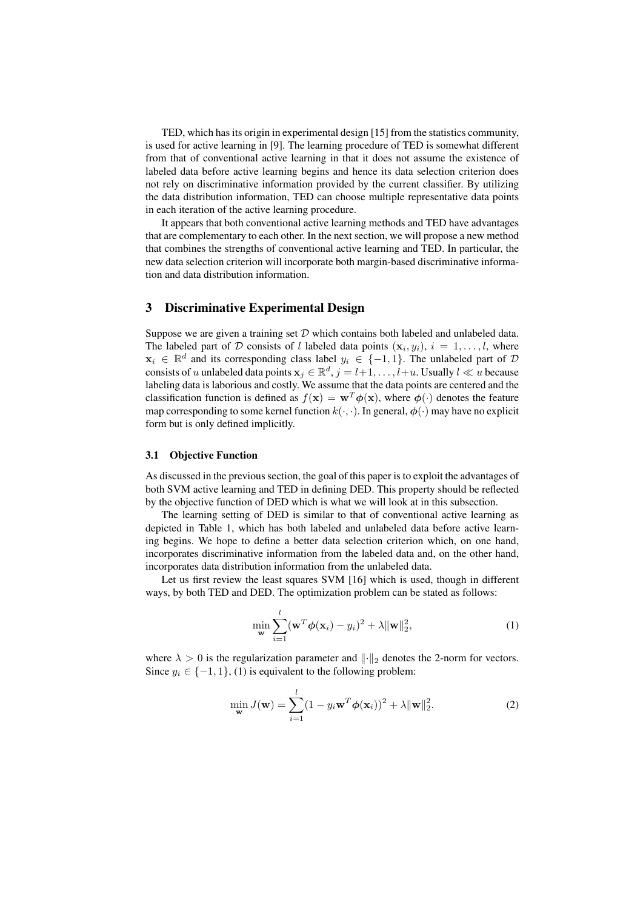TED, which has its origin in experimental design [15] from the statistics community, is used for active learning in [9]. The learning procedure of TED is somewhat different from that of conventional active learning in that it does not assume the existence of labeled data before active learning begins and hence its data selection criterion does not rely on discriminative information provided by the current classifier. By utilizing the data distribution information, TED can choose multiple representative data points in each iteration of the active learning procedure.

It appears that both conventional active learning methods and TED have advantages that are complementary to each other. In the next section, we will propose a new method that combines the strengths of conventional active learning and TED. In particular, the new data selection criterion will incorporate both margin-based discriminative information and data distribution information.

## 3 Discriminative Experimental Design

Suppose we are given a training set $\mathcal{D}$ which contains both labeled and unlabeled data. The labeled part of $\mathcal{D}$ consists of $l$ labeled data points $(\mathbf{x}_i, y_i)$, $i = 1, \ldots, l$, where $\mathbf{x}_i \in \mathbb{R}^d$ and its corresponding class label $y_i \in \{-1, 1\}$. The unlabeled part of $\mathcal{D}$ consists of $u$ unlabeled data points $\mathbf{x}_j \in \mathbb{R}^d, j = l+1, \ldots, l+u$. Usually $l \ll u$ because labeling data is laborious and costly. We assume that the data points are centered and the classification function is defined as $f(\mathbf{x}) = \mathbf{w}^T \boldsymbol{\phi}(\mathbf{x})$, where $\boldsymbol{\phi}(\cdot)$ denotes the feature map corresponding to some kernel function $k(\cdot, \cdot)$. In general, $\boldsymbol{\phi}(\cdot)$ may have no explicit form but is only defined implicitly.

### 3.1 Objective Function

As discussed in the previous section, the goal of this paper is to exploit the advantages of both SVM active learning and TED in defining DED. This property should be reflected by the objective function of DED which is what we will look at in this subsection.

The learning setting of DED is similar to that of conventional active learning as depicted in Table 1, which has both labeled and unlabeled data before active learning begins. We hope to define a better data selection criterion which, on one hand, incorporates discriminative information from the labeled data and, on the other hand, incorporates data distribution information from the unlabeled data.

Let us first review the least squares SVM [16] which is used, though in different ways, by both TED and DED. The optimization problem can be stated as follows:

$$\min_{\mathbf{w}} \sum_{i=1}^{l} (\mathbf{w}^T \boldsymbol{\phi}(\mathbf{x}_i) - y_i)^2 + \lambda \|\mathbf{w}\|_2^2, \tag{1}$$

where $\lambda > 0$ is the regularization parameter and $\|\cdot\|_2$ denotes the 2-norm for vectors. Since $y_i \in \{-1, 1\}$, (1) is equivalent to the following problem:

$$\min_{\mathbf{w}} J(\mathbf{w}) = \sum_{i=1}^{l} (1 - y_i \mathbf{w}^T \boldsymbol{\phi}(\mathbf{x}_i))^2 + \lambda \|\mathbf{w}\|_2^2. \tag{2}$$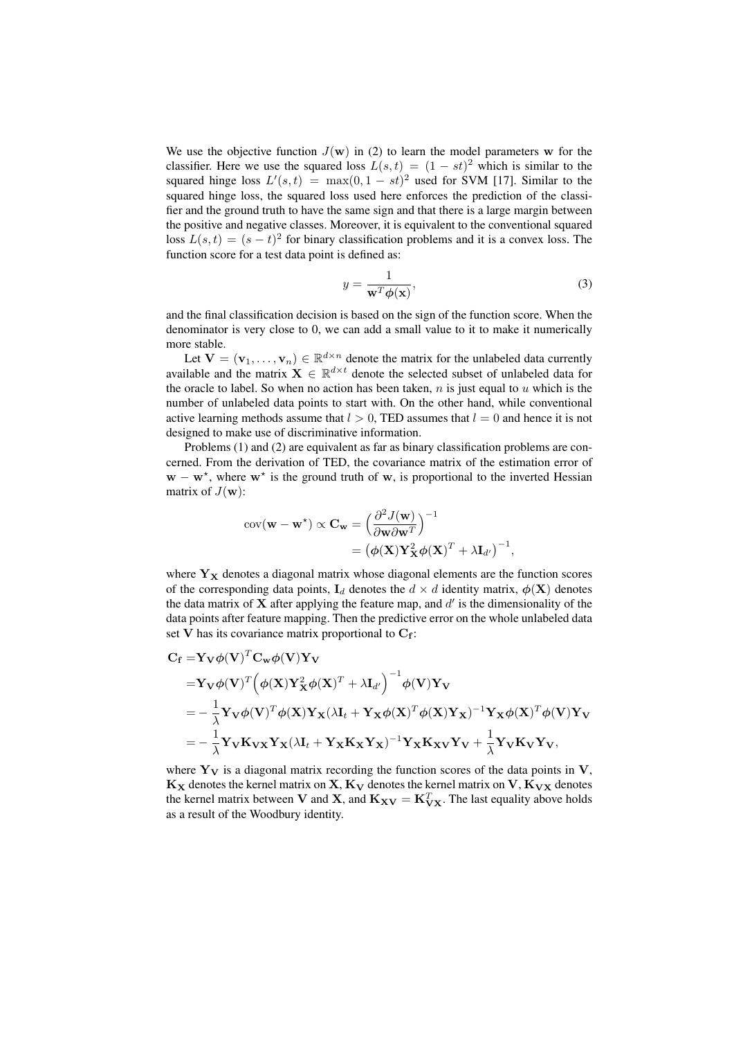We use the objective function $J(\mathbf{w})$ in (2) to learn the model parameters $\mathbf{w}$ for the classifier. Here we use the squared loss $L(s,t) = (1 - st)^2$ which is similar to the squared hinge loss $L'(s,t) = \max(0, 1 - st)^2$ used for SVM [17]. Similar to the squared hinge loss, the squared loss used here enforces the prediction of the classifier and the ground truth to have the same sign and that there is a large margin between the positive and negative classes. Moreover, it is equivalent to the conventional squared loss $L(s,t) = (s - t)^2$ for binary classification problems and it is a convex loss. The function score for a test data point is defined as:

$$y = \frac{1}{\mathbf{w}^T \boldsymbol{\phi}(\mathbf{x})}, \tag{3}$$

and the final classification decision is based on the sign of the function score. When the denominator is very close to 0, we can add a small value to it to make it numerically more stable.

Let $\mathbf{V} = (\mathbf{v}_1, \ldots, \mathbf{v}_n) \in \mathbb{R}^{d \times n}$ denote the matrix for the unlabeled data currently available and the matrix $\mathbf{X} \in \mathbb{R}^{d \times t}$ denote the selected subset of unlabeled data for the oracle to label. So when no action has been taken, $n$ is just equal to $u$ which is the number of unlabeled data points to start with. On the other hand, while conventional active learning methods assume that $l > 0$, TED assumes that $l = 0$ and hence it is not designed to make use of discriminative information.

Problems (1) and (2) are equivalent as far as binary classification problems are concerned. From the derivation of TED, the covariance matrix of the estimation error of $\mathbf{w} - \mathbf{w}^\star$, where $\mathbf{w}^\star$ is the ground truth of $\mathbf{w}$, is proportional to the inverted Hessian matrix of $J(\mathbf{w})$:

$$\begin{aligned}
\mathrm{cov}(\mathbf{w} - \mathbf{w}^\star) \propto \mathbf{C_w} &= \Big(\frac{\partial^2 J(\mathbf{w})}{\partial \mathbf{w} \partial \mathbf{w}^T}\Big)^{-1} \\
&= \big(\boldsymbol{\phi}(\mathbf{X}) \mathbf{Y}_{\mathbf{X}}^2 \boldsymbol{\phi}(\mathbf{X})^T + \lambda \mathbf{I}_{d'}\big)^{-1},
\end{aligned}$$

where $\mathbf{Y_X}$ denotes a diagonal matrix whose diagonal elements are the function scores of the corresponding data points, $\mathbf{I}_d$ denotes the $d \times d$ identity matrix, $\boldsymbol{\phi}(\mathbf{X})$ denotes the data matrix of $\mathbf{X}$ after applying the feature map, and $d'$ is the dimensionality of the data points after feature mapping. Then the predictive error on the whole unlabeled data set $\mathbf{V}$ has its covariance matrix proportional to $\mathbf{C_f}$:

$$\begin{aligned}
\mathbf{C_f} =& \mathbf{Y_V} \boldsymbol{\phi}(\mathbf{V})^T \mathbf{C_w} \boldsymbol{\phi}(\mathbf{V}) \mathbf{Y_V} \\
=& \mathbf{Y_V} \boldsymbol{\phi}(\mathbf{V})^T \Big(\boldsymbol{\phi}(\mathbf{X}) \mathbf{Y}_{\mathbf{X}}^2 \boldsymbol{\phi}(\mathbf{X})^T + \lambda \mathbf{I}_{d'}\Big)^{-1} \boldsymbol{\phi}(\mathbf{V}) \mathbf{Y_V} \\
=& -\frac{1}{\lambda} \mathbf{Y_V} \boldsymbol{\phi}(\mathbf{V})^T \boldsymbol{\phi}(\mathbf{X}) \mathbf{Y_X} (\lambda \mathbf{I}_t + \mathbf{Y_X} \boldsymbol{\phi}(\mathbf{X})^T \boldsymbol{\phi}(\mathbf{X}) \mathbf{Y_X})^{-1} \mathbf{Y_X} \boldsymbol{\phi}(\mathbf{X})^T \boldsymbol{\phi}(\mathbf{V}) \mathbf{Y_V} \\
=& -\frac{1}{\lambda} \mathbf{Y_V} \mathbf{K_{VX}} \mathbf{Y_X} (\lambda \mathbf{I}_t + \mathbf{Y_X} \mathbf{K_X} \mathbf{Y_X})^{-1} \mathbf{Y_X} \mathbf{K_{XV}} \mathbf{Y_V} + \frac{1}{\lambda} \mathbf{Y_V} \mathbf{K_V} \mathbf{Y_V},
\end{aligned}$$

where $\mathbf{Y_V}$ is a diagonal matrix recording the function scores of the data points in $\mathbf{V}$, $\mathbf{K_X}$ denotes the kernel matrix on $\mathbf{X}$, $\mathbf{K_V}$ denotes the kernel matrix on $\mathbf{V}$, $\mathbf{K_{VX}}$ denotes the kernel matrix between $\mathbf{V}$ and $\mathbf{X}$, and $\mathbf{K_{XV}} = \mathbf{K}_{\mathbf{VX}}^T$. The last equality above holds as a result of the Woodbury identity.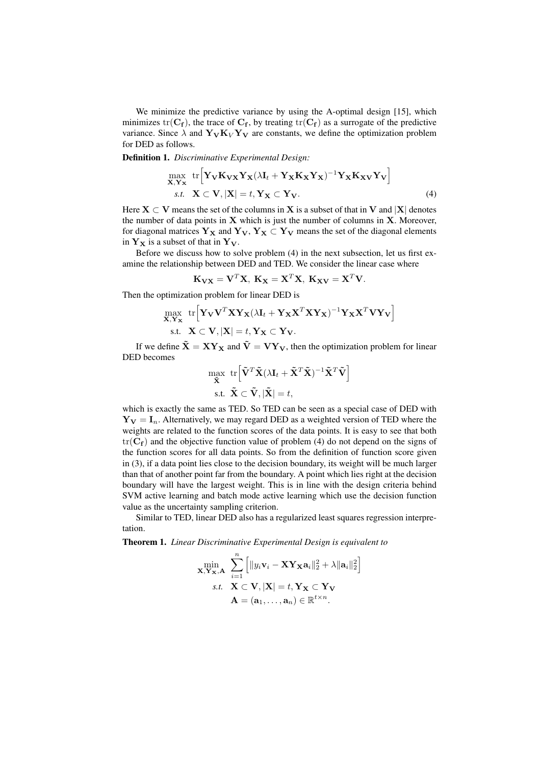We minimize the predictive variance by using the A-optimal design [15], which minimizes $\mathrm{tr}(\mathbf{C_f})$, the trace of $\mathbf{C_f}$, by treating $\mathrm{tr}(\mathbf{C_f})$ as a surrogate of the predictive variance. Since $\lambda$ and $\mathbf{Y_V K}_V \mathbf{Y_V}$ are constants, we define the optimization problem for DED as follows.

**Definition 1.** *Discriminative Experimental Design:*

$$
\begin{aligned}
\max_{\mathbf{X},\mathbf{Y_X}} \ & \mathrm{tr}\Big[\mathbf{Y_V K_{VX} Y_X}(\lambda \mathbf{I}_t + \mathbf{Y_X K_X Y_X})^{-1}\mathbf{Y_X K_{XV} Y_V}\Big] \\
\textit{s.t.} \ & \mathbf{X} \subset \mathbf{V}, |\mathbf{X}| = t, \mathbf{Y_X} \subset \mathbf{Y_V}.
\end{aligned} \tag{4}
$$

Here $\mathbf{X} \subset \mathbf{V}$ means the set of the columns in $\mathbf{X}$ is a subset of that in $\mathbf{V}$ and $|\mathbf{X}|$ denotes the number of data points in $\mathbf{X}$ which is just the number of columns in $\mathbf{X}$. Moreover, for diagonal matrices $\mathbf{Y_X}$ and $\mathbf{Y_V}$, $\mathbf{Y_X} \subset \mathbf{Y_V}$ means the set of the diagonal elements in $\mathbf{Y_X}$ is a subset of that in $\mathbf{Y_V}$.

Before we discuss how to solve problem (4) in the next subsection, let us first examine the relationship between DED and TED. We consider the linear case where

$$
\mathbf{K_{VX}} = \mathbf{V}^T\mathbf{X}, \ \mathbf{K_X} = \mathbf{X}^T\mathbf{X}, \ \mathbf{K_{XV}} = \mathbf{X}^T\mathbf{V}.
$$

Then the optimization problem for linear DED is

$$
\begin{aligned}
\max_{\mathbf{X},\mathbf{Y_X}} \ & \mathrm{tr}\Big[\mathbf{Y_V V}^T\mathbf{X Y_X}(\lambda \mathbf{I}_t + \mathbf{Y_X X}^T\mathbf{X Y_X})^{-1}\mathbf{Y_X X}^T\mathbf{V Y_V}\Big] \\
\text{s.t.} \ & \mathbf{X} \subset \mathbf{V}, |\mathbf{X}| = t, \mathbf{Y_X} \subset \mathbf{Y_V}.
\end{aligned}
$$

If we define $\tilde{\mathbf{X}} = \mathbf{X Y_X}$ and $\tilde{\mathbf{V}} = \mathbf{V Y_V}$, then the optimization problem for linear DED becomes

$$
\begin{aligned}
\max_{\tilde{\mathbf{X}}} \ & \mathrm{tr}\Big[\tilde{\mathbf{V}}^T\tilde{\mathbf{X}}(\lambda \mathbf{I}_t + \tilde{\mathbf{X}}^T\tilde{\mathbf{X}})^{-1}\tilde{\mathbf{X}}^T\tilde{\mathbf{V}}\Big] \\
\text{s.t.} \ & \tilde{\mathbf{X}} \subset \tilde{\mathbf{V}}, |\tilde{\mathbf{X}}| = t,
\end{aligned}
$$

which is exactly the same as TED. So TED can be seen as a special case of DED with $\mathbf{Y_V} = \mathbf{I}_n$. Alternatively, we may regard DED as a weighted version of TED where the weights are related to the function scores of the data points. It is easy to see that both $\mathrm{tr}(\mathbf{C_f})$ and the objective function value of problem (4) do not depend on the signs of the function scores for all data points. So from the definition of function score given in (3), if a data point lies close to the decision boundary, its weight will be much larger than that of another point far from the boundary. A point which lies right at the decision boundary will have the largest weight. This is in line with the design criteria behind SVM active learning and batch mode active learning which use the decision function value as the uncertainty sampling criterion.

Similar to TED, linear DED also has a regularized least squares regression interpretation.

**Theorem 1.** *Linear Discriminative Experimental Design is equivalent to*

$$
\begin{aligned}
\min_{\mathbf{X},\mathbf{Y_X},\mathbf{A}} \ & \sum_{i=1}^{n}\Big[\|y_i\mathbf{v}_i - \mathbf{X Y_X a}_i\|_2^2 + \lambda\|\mathbf{a}_i\|_2^2\Big] \\
\textit{s.t.} \ & \mathbf{X} \subset \mathbf{V}, |\mathbf{X}| = t, \mathbf{Y_X} \subset \mathbf{Y_V} \\
& \mathbf{A} = (\mathbf{a}_1, \ldots, \mathbf{a}_n) \in \mathbb{R}^{t\times n}.
\end{aligned}
$$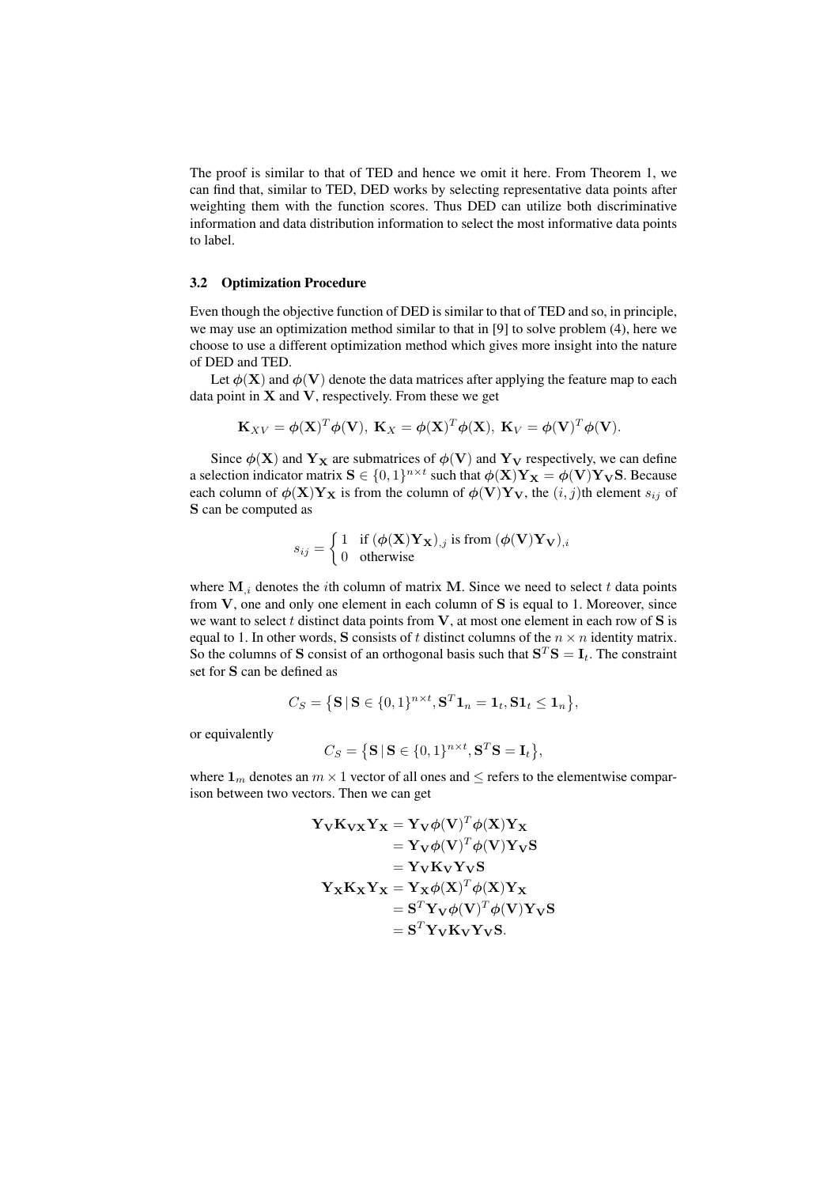The proof is similar to that of TED and hence we omit it here. From Theorem 1, we can find that, similar to TED, DED works by selecting representative data points after weighting them with the function scores. Thus DED can utilize both discriminative information and data distribution information to select the most informative data points to label.

### 3.2 Optimization Procedure

Even though the objective function of DED is similar to that of TED and so, in principle, we may use an optimization method similar to that in [9] to solve problem (4), here we choose to use a different optimization method which gives more insight into the nature of DED and TED.

Let $\boldsymbol{\phi}(\mathbf{X})$ and $\boldsymbol{\phi}(\mathbf{V})$ denote the data matrices after applying the feature map to each data point in $\mathbf{X}$ and $\mathbf{V}$, respectively. From these we get

$$\mathbf{K}_{XV} = \boldsymbol{\phi}(\mathbf{X})^T\boldsymbol{\phi}(\mathbf{V}),\ \mathbf{K}_X = \boldsymbol{\phi}(\mathbf{X})^T\boldsymbol{\phi}(\mathbf{X}),\ \mathbf{K}_V = \boldsymbol{\phi}(\mathbf{V})^T\boldsymbol{\phi}(\mathbf{V}).$$

Since $\boldsymbol{\phi}(\mathbf{X})$ and $\mathbf{Y}_{\mathbf{X}}$ are submatrices of $\boldsymbol{\phi}(\mathbf{V})$ and $\mathbf{Y}_{\mathbf{V}}$ respectively, we can define a selection indicator matrix $\mathbf{S} \in \{0,1\}^{n\times t}$ such that $\boldsymbol{\phi}(\mathbf{X})\mathbf{Y}_{\mathbf{X}} = \boldsymbol{\phi}(\mathbf{V})\mathbf{Y}_{\mathbf{V}}\mathbf{S}$. Because each column of $\boldsymbol{\phi}(\mathbf{X})\mathbf{Y}_{\mathbf{X}}$ is from the column of $\boldsymbol{\phi}(\mathbf{V})\mathbf{Y}_{\mathbf{V}}$, the $(i,j)$th element $s_{ij}$ of $\mathbf{S}$ can be computed as

$$s_{ij} = \begin{cases} 1 & \text{if } (\boldsymbol{\phi}(\mathbf{X})\mathbf{Y}_{\mathbf{X}})_{,j} \text{ is from } (\boldsymbol{\phi}(\mathbf{V})\mathbf{Y}_{\mathbf{V}})_{,i} \\ 0 & \text{otherwise} \end{cases}$$

where $\mathbf{M}_{,i}$ denotes the $i$th column of matrix $\mathbf{M}$. Since we need to select $t$ data points from $\mathbf{V}$, one and only one element in each column of $\mathbf{S}$ is equal to 1. Moreover, since we want to select $t$ distinct data points from $\mathbf{V}$, at most one element in each row of $\mathbf{S}$ is equal to 1. In other words, $\mathbf{S}$ consists of $t$ distinct columns of the $n \times n$ identity matrix. So the columns of $\mathbf{S}$ consist of an orthogonal basis such that $\mathbf{S}^T\mathbf{S} = \mathbf{I}_t$. The constraint set for $\mathbf{S}$ can be defined as

$$C_S = \left\{\mathbf{S} \,|\, \mathbf{S} \in \{0,1\}^{n\times t}, \mathbf{S}^T\mathbf{1}_n = \mathbf{1}_t, \mathbf{S}\mathbf{1}_t \leq \mathbf{1}_n\right\},$$

or equivalently

$$C_S = \left\{\mathbf{S} \,|\, \mathbf{S} \in \{0,1\}^{n\times t}, \mathbf{S}^T\mathbf{S} = \mathbf{I}_t\right\},$$

where $\mathbf{1}_m$ denotes an $m \times 1$ vector of all ones and $\leq$ refers to the elementwise comparison between two vectors. Then we can get

$$\begin{aligned}
\mathbf{Y}_{\mathbf{V}}\mathbf{K}_{\mathbf{VX}}\mathbf{Y}_{\mathbf{X}} &= \mathbf{Y}_{\mathbf{V}}\boldsymbol{\phi}(\mathbf{V})^T\boldsymbol{\phi}(\mathbf{X})\mathbf{Y}_{\mathbf{X}} \\
&= \mathbf{Y}_{\mathbf{V}}\boldsymbol{\phi}(\mathbf{V})^T\boldsymbol{\phi}(\mathbf{V})\mathbf{Y}_{\mathbf{V}}\mathbf{S} \\
&= \mathbf{Y}_{\mathbf{V}}\mathbf{K}_{\mathbf{V}}\mathbf{Y}_{\mathbf{V}}\mathbf{S} \\
\mathbf{Y}_{\mathbf{X}}\mathbf{K}_{\mathbf{X}}\mathbf{Y}_{\mathbf{X}} &= \mathbf{Y}_{\mathbf{X}}\boldsymbol{\phi}(\mathbf{X})^T\boldsymbol{\phi}(\mathbf{X})\mathbf{Y}_{\mathbf{X}} \\
&= \mathbf{S}^T\mathbf{Y}_{\mathbf{V}}\boldsymbol{\phi}(\mathbf{V})^T\boldsymbol{\phi}(\mathbf{V})\mathbf{Y}_{\mathbf{V}}\mathbf{S} \\
&= \mathbf{S}^T\mathbf{Y}_{\mathbf{V}}\mathbf{K}_{\mathbf{V}}\mathbf{Y}_{\mathbf{V}}\mathbf{S}.
\end{aligned}$$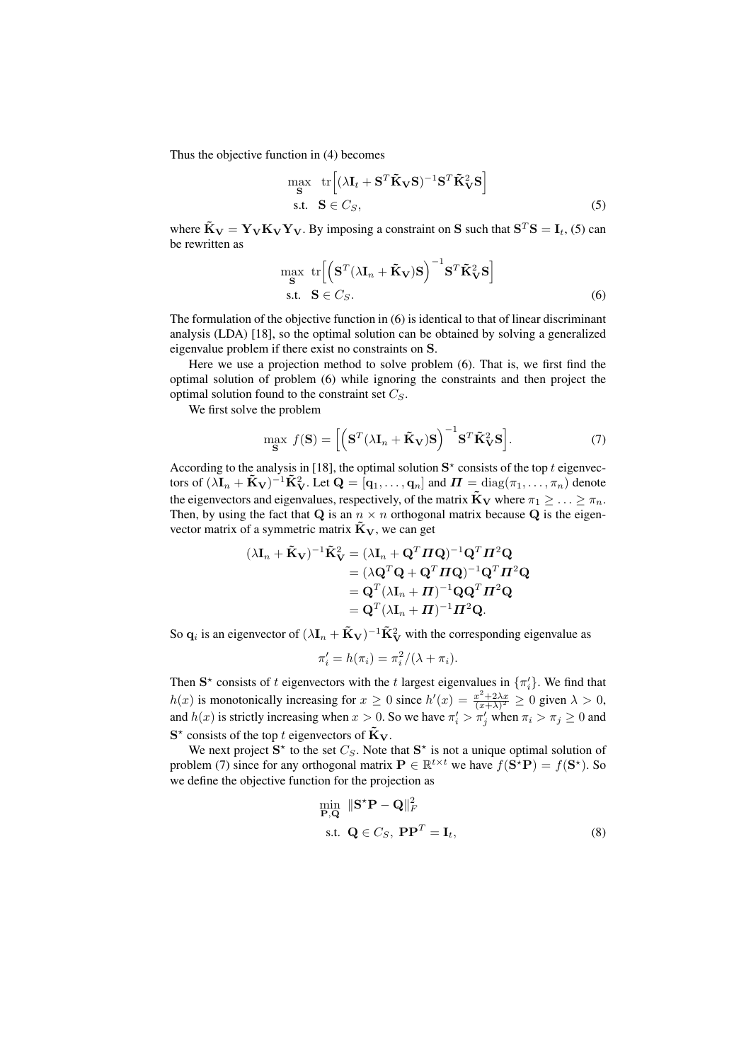Thus the objective function in (4) becomes

$$
\begin{aligned}
\max_{\mathbf{S}} \quad & \operatorname{tr}\Big[(\lambda \mathbf{I}_t + \mathbf{S}^T \tilde{\mathbf{K}}_{\mathbf{V}} \mathbf{S})^{-1} \mathbf{S}^T \tilde{\mathbf{K}}_{\mathbf{V}}^2 \mathbf{S}\Big] \\
\text{s.t.} \quad & \mathbf{S} \in C_S,
\end{aligned}
\tag{5}
$$

where $\tilde{\mathbf{K}}_{\mathbf{V}} = \mathbf{Y}_{\mathbf{V}} \mathbf{K}_{\mathbf{V}} \mathbf{Y}_{\mathbf{V}}$. By imposing a constraint on $\mathbf{S}$ such that $\mathbf{S}^T \mathbf{S} = \mathbf{I}_t$, (5) can be rewritten as

$$
\begin{aligned}
\max_{\mathbf{S}} \quad & \operatorname{tr}\Big[\Big(\mathbf{S}^T (\lambda \mathbf{I}_n + \tilde{\mathbf{K}}_{\mathbf{V}}) \mathbf{S}\Big)^{-1} \mathbf{S}^T \tilde{\mathbf{K}}_{\mathbf{V}}^2 \mathbf{S}\Big] \\
\text{s.t.} \quad & \mathbf{S} \in C_S.
\end{aligned}
\tag{6}
$$

The formulation of the objective function in (6) is identical to that of linear discriminant analysis (LDA) [18], so the optimal solution can be obtained by solving a generalized eigenvalue problem if there exist no constraints on $\mathbf{S}$.

Here we use a projection method to solve problem (6). That is, we first find the optimal solution of problem (6) while ignoring the constraints and then project the optimal solution found to the constraint set $C_S$.

We first solve the problem

$$
\max_{\mathbf{S}} \; f(\mathbf{S}) = \Big[\Big(\mathbf{S}^T (\lambda \mathbf{I}_n + \tilde{\mathbf{K}}_{\mathbf{V}}) \mathbf{S}\Big)^{-1} \mathbf{S}^T \tilde{\mathbf{K}}_{\mathbf{V}}^2 \mathbf{S}\Big].
\tag{7}
$$

According to the analysis in [18], the optimal solution $\mathbf{S}^\star$ consists of the top $t$ eigenvectors of $(\lambda \mathbf{I}_n + \tilde{\mathbf{K}}_{\mathbf{V}})^{-1} \tilde{\mathbf{K}}_{\mathbf{V}}^2$. Let $\mathbf{Q} = [\mathbf{q}_1, \ldots, \mathbf{q}_n]$ and $\boldsymbol{\Pi} = \operatorname{diag}(\pi_1, \ldots, \pi_n)$ denote the eigenvectors and eigenvalues, respectively, of the matrix $\tilde{\mathbf{K}}_{\mathbf{V}}$ where $\pi_1 \geq \ldots \geq \pi_n$. Then, by using the fact that $\mathbf{Q}$ is an $n \times n$ orthogonal matrix because $\mathbf{Q}$ is the eigenvector matrix of a symmetric matrix $\tilde{\mathbf{K}}_{\mathbf{V}}$, we can get

$$
\begin{aligned}
(\lambda \mathbf{I}_n + \tilde{\mathbf{K}}_{\mathbf{V}})^{-1} \tilde{\mathbf{K}}_{\mathbf{V}}^2 &= (\lambda \mathbf{I}_n + \mathbf{Q}^T \boldsymbol{\Pi} \mathbf{Q})^{-1} \mathbf{Q}^T \boldsymbol{\Pi}^2 \mathbf{Q} \\
&= (\lambda \mathbf{Q}^T \mathbf{Q} + \mathbf{Q}^T \boldsymbol{\Pi} \mathbf{Q})^{-1} \mathbf{Q}^T \boldsymbol{\Pi}^2 \mathbf{Q} \\
&= \mathbf{Q}^T (\lambda \mathbf{I}_n + \boldsymbol{\Pi})^{-1} \mathbf{Q} \mathbf{Q}^T \boldsymbol{\Pi}^2 \mathbf{Q} \\
&= \mathbf{Q}^T (\lambda \mathbf{I}_n + \boldsymbol{\Pi})^{-1} \boldsymbol{\Pi}^2 \mathbf{Q}.
\end{aligned}
$$

So $\mathbf{q}_i$ is an eigenvector of $(\lambda \mathbf{I}_n + \tilde{\mathbf{K}}_{\mathbf{V}})^{-1} \tilde{\mathbf{K}}_{\mathbf{V}}^2$ with the corresponding eigenvalue as

$$
\pi'_i = h(\pi_i) = \pi_i^2 / (\lambda + \pi_i).
$$

Then $\mathbf{S}^\star$ consists of $t$ eigenvectors with the $t$ largest eigenvalues in $\{\pi'_i\}$. We find that $h(x)$ is monotonically increasing for $x \geq 0$ since $h'(x) = \frac{x^2 + 2\lambda x}{(x+\lambda)^2} \geq 0$ given $\lambda > 0$, and $h(x)$ is strictly increasing when $x > 0$. So we have $\pi'_i > \pi'_j$ when $\pi_i > \pi_j \geq 0$ and $\mathbf{S}^\star$ consists of the top $t$ eigenvectors of $\tilde{\mathbf{K}}_{\mathbf{V}}$.

We next project $\mathbf{S}^\star$ to the set $C_S$. Note that $\mathbf{S}^\star$ is not a unique optimal solution of problem (7) since for any orthogonal matrix $\mathbf{P} \in \mathbb{R}^{t \times t}$ we have $f(\mathbf{S}^\star \mathbf{P}) = f(\mathbf{S}^\star)$. So we define the objective function for the projection as

$$
\begin{aligned}
\min_{\mathbf{P}, \mathbf{Q}} \quad & \|\mathbf{S}^\star \mathbf{P} - \mathbf{Q}\|_F^2 \\
\text{s.t.} \quad & \mathbf{Q} \in C_S, \; \mathbf{P}\mathbf{P}^T = \mathbf{I}_t,
\end{aligned}
\tag{8}
$$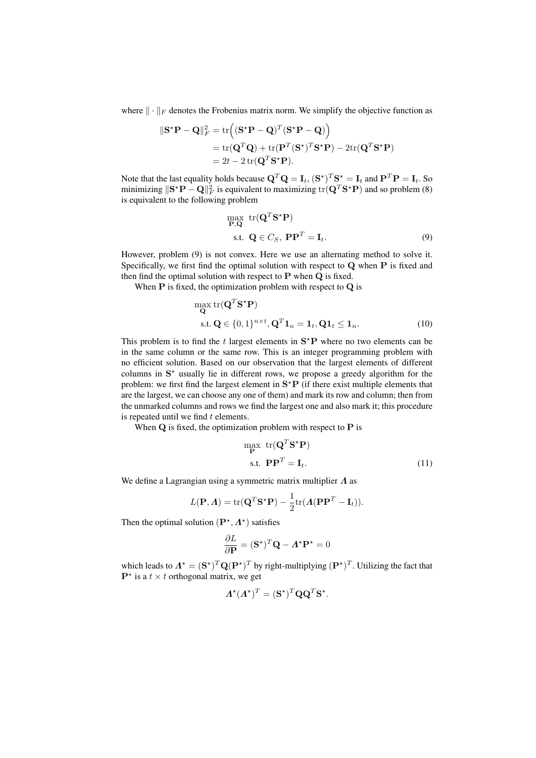where $\|\cdot\|_F$ denotes the Frobenius matrix norm. We simplify the objective function as

$$
\begin{aligned}
\|\mathbf{S}^{\star}\mathbf{P} - \mathbf{Q}\|_F^2 &= \mathrm{tr}\Big((\mathbf{S}^{\star}\mathbf{P} - \mathbf{Q})^T(\mathbf{S}^{\star}\mathbf{P} - \mathbf{Q})\Big) \\
&= \mathrm{tr}(\mathbf{Q}^T\mathbf{Q}) + \mathrm{tr}(\mathbf{P}^T(\mathbf{S}^{\star})^T\mathbf{S}^{\star}\mathbf{P}) - 2\mathrm{tr}(\mathbf{Q}^T\mathbf{S}^{\star}\mathbf{P}) \\
&= 2t - 2\,\mathrm{tr}(\mathbf{Q}^T\mathbf{S}^{\star}\mathbf{P}).
\end{aligned}
$$

Note that the last equality holds because $\mathbf{Q}^T\mathbf{Q} = \mathbf{I}_t$, $(\mathbf{S}^{\star})^T\mathbf{S}^{\star} = \mathbf{I}_t$ and $\mathbf{P}^T\mathbf{P} = \mathbf{I}_t$. So minimizing $\|\mathbf{S}^{\star}\mathbf{P} - \mathbf{Q}\|_F^2$ is equivalent to maximizing $\mathrm{tr}(\mathbf{Q}^T\mathbf{S}^{\star}\mathbf{P})$ and so problem (8) is equivalent to the following problem

$$
\begin{aligned}
\max_{\mathbf{P},\mathbf{Q}} \ & \mathrm{tr}(\mathbf{Q}^T\mathbf{S}^{\star}\mathbf{P}) \\
\text{s.t.} \ & \mathbf{Q} \in C_S,\ \mathbf{P}\mathbf{P}^T = \mathbf{I}_t.
\end{aligned} \tag{9}
$$

However, problem (9) is not convex. Here we use an alternating method to solve it. Specifically, we first find the optimal solution with respect to $\mathbf{Q}$ when $\mathbf{P}$ is fixed and then find the optimal solution with respect to $\mathbf{P}$ when $\mathbf{Q}$ is fixed.

When $\mathbf{P}$ is fixed, the optimization problem with respect to $\mathbf{Q}$ is

$$
\begin{aligned}
&\max_{\mathbf{Q}} \mathrm{tr}(\mathbf{Q}^T\mathbf{S}^{\star}\mathbf{P}) \\
&\text{s.t. } \mathbf{Q} \in \{0,1\}^{n\times t}, \mathbf{Q}^T\mathbf{1}_n = \mathbf{1}_t, \mathbf{Q}\mathbf{1}_t \leq \mathbf{1}_n.
\end{aligned} \tag{10}
$$

This problem is to find the $t$ largest elements in $\mathbf{S}^{\star}\mathbf{P}$ where no two elements can be in the same column or the same row. This is an integer programming problem with no efficient solution. Based on our observation that the largest elements of different columns in $\mathbf{S}^{\star}$ usually lie in different rows, we propose a greedy algorithm for the problem: we first find the largest element in $\mathbf{S}^{\star}\mathbf{P}$ (if there exist multiple elements that are the largest, we can choose any one of them) and mark its row and column; then from the unmarked columns and rows we find the largest one and also mark it; this procedure is repeated until we find $t$ elements.

When $\mathbf{Q}$ is fixed, the optimization problem with respect to $\mathbf{P}$ is

$$
\begin{aligned}
\max_{\mathbf{P}} \ & \mathrm{tr}(\mathbf{Q}^T\mathbf{S}^{\star}\mathbf{P}) \\
\text{s.t.} \ & \mathbf{P}\mathbf{P}^T = \mathbf{I}_t.
\end{aligned} \tag{11}
$$

We define a Lagrangian using a symmetric matrix multiplier $\boldsymbol{\Lambda}$ as

$$
L(\mathbf{P}, \boldsymbol{\Lambda}) = \mathrm{tr}(\mathbf{Q}^T\mathbf{S}^{\star}\mathbf{P}) - \frac{1}{2}\mathrm{tr}(\boldsymbol{\Lambda}(\mathbf{P}\mathbf{P}^T - \mathbf{I}_t)).
$$

Then the optimal solution $(\mathbf{P}^{\star}, \boldsymbol{\Lambda}^{\star})$ satisfies

$$
\frac{\partial L}{\partial \mathbf{P}} = (\mathbf{S}^{\star})^T\mathbf{Q} - \boldsymbol{\Lambda}^{\star}\mathbf{P}^{\star} = 0
$$

which leads to $\boldsymbol{\Lambda}^{\star} = (\mathbf{S}^{\star})^T\mathbf{Q}(\mathbf{P}^{\star})^T$ by right-multiplying $(\mathbf{P}^{\star})^T$. Utilizing the fact that $\mathbf{P}^{\star}$ is a $t \times t$ orthogonal matrix, we get

$$
\boldsymbol{\Lambda}^{\star}(\boldsymbol{\Lambda}^{\star})^T = (\mathbf{S}^{\star})^T\mathbf{Q}\mathbf{Q}^T\mathbf{S}^{\star}.
$$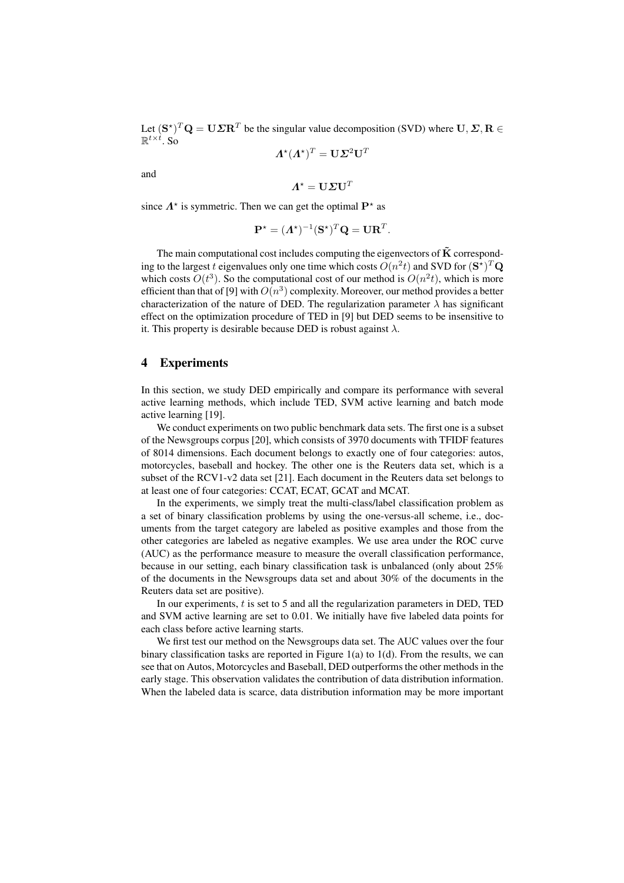Let $(\mathbf{S}^\star)^T\mathbf{Q} = \mathbf{U}\boldsymbol{\Sigma}\mathbf{R}^T$ be the singular value decomposition (SVD) where $\mathbf{U}, \boldsymbol{\Sigma}, \mathbf{R} \in \mathbb{R}^{t\times t}$. So

$$\boldsymbol{\Lambda}^\star(\boldsymbol{\Lambda}^\star)^T = \mathbf{U}\boldsymbol{\Sigma}^2\mathbf{U}^T$$

and

$$\boldsymbol{\Lambda}^\star = \mathbf{U}\boldsymbol{\Sigma}\mathbf{U}^T$$

since $\boldsymbol{\Lambda}^\star$ is symmetric. Then we can get the optimal $\mathbf{P}^\star$ as

$$\mathbf{P}^\star = (\boldsymbol{\Lambda}^\star)^{-1}(\mathbf{S}^\star)^T\mathbf{Q} = \mathbf{U}\mathbf{R}^T.$$

The main computational cost includes computing the eigenvectors of $\tilde{\mathbf{K}}$ corresponding to the largest $t$ eigenvalues only one time which costs $O(n^2t)$ and SVD for $(\mathbf{S}^\star)^T\mathbf{Q}$ which costs $O(t^3)$. So the computational cost of our method is $O(n^2t)$, which is more efficient than that of [9] with $O(n^3)$ complexity. Moreover, our method provides a better characterization of the nature of DED. The regularization parameter $\lambda$ has significant effect on the optimization procedure of TED in [9] but DED seems to be insensitive to it. This property is desirable because DED is robust against $\lambda$.

## 4 Experiments

In this section, we study DED empirically and compare its performance with several active learning methods, which include TED, SVM active learning and batch mode active learning [19].

We conduct experiments on two public benchmark data sets. The first one is a subset of the Newsgroups corpus [20], which consists of 3970 documents with TFIDF features of 8014 dimensions. Each document belongs to exactly one of four categories: autos, motorcycles, baseball and hockey. The other one is the Reuters data set, which is a subset of the RCV1-v2 data set [21]. Each document in the Reuters data set belongs to at least one of four categories: CCAT, ECAT, GCAT and MCAT.

In the experiments, we simply treat the multi-class/label classification problem as a set of binary classification problems by using the one-versus-all scheme, i.e., documents from the target category are labeled as positive examples and those from the other categories are labeled as negative examples. We use area under the ROC curve (AUC) as the performance measure to measure the overall classification performance, because in our setting, each binary classification task is unbalanced (only about 25% of the documents in the Newsgroups data set and about 30% of the documents in the Reuters data set are positive).

In our experiments, $t$ is set to 5 and all the regularization parameters in DED, TED and SVM active learning are set to 0.01. We initially have five labeled data points for each class before active learning starts.

We first test our method on the Newsgroups data set. The AUC values over the four binary classification tasks are reported in Figure 1(a) to 1(d). From the results, we can see that on Autos, Motorcycles and Baseball, DED outperforms the other methods in the early stage. This observation validates the contribution of data distribution information. When the labeled data is scarce, data distribution information may be more important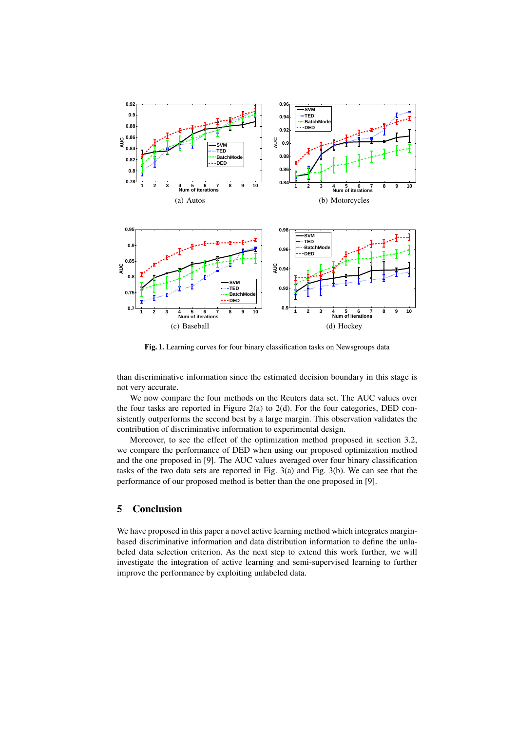(a) Autos

(b) Motorcycles

(c) Baseball

(d) Hockey

**Fig. 1.** Learning curves for four binary classification tasks on Newsgroups data

than discriminative information since the estimated decision boundary in this stage is not very accurate.

We now compare the four methods on the Reuters data set. The AUC values over the four tasks are reported in Figure 2(a) to 2(d). For the four categories, DED consistently outperforms the second best by a large margin. This observation validates the contribution of discriminative information to experimental design.

Moreover, to see the effect of the optimization method proposed in section 3.2, we compare the performance of DED when using our proposed optimization method and the one proposed in [9]. The AUC values averaged over four binary classification tasks of the two data sets are reported in Fig. 3(a) and Fig. 3(b). We can see that the performance of our proposed method is better than the one proposed in [9].

## 5 Conclusion

We have proposed in this paper a novel active learning method which integrates margin-based discriminative information and data distribution information to define the unlabeled data selection criterion. As the next step to extend this work further, we will investigate the integration of active learning and semi-supervised learning to further improve the performance by exploiting unlabeled data.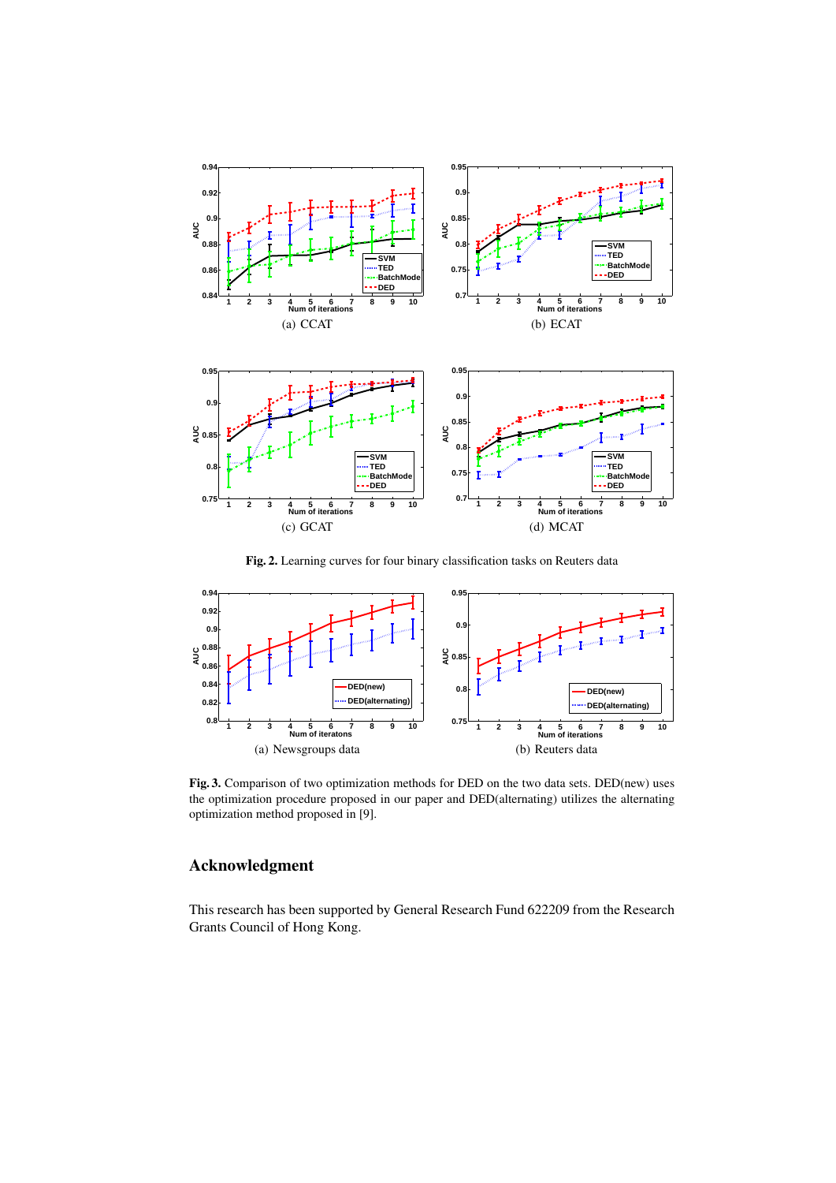(a) CCAT

(b) ECAT

(c) GCAT

(d) MCAT

**Fig. 2.** Learning curves for four binary classification tasks on Reuters data

(a) Newsgroups data

(b) Reuters data

**Fig. 3.** Comparison of two optimization methods for DED on the two data sets. DED(new) uses the optimization procedure proposed in our paper and DED(alternating) utilizes the alternating optimization method proposed in [9].

## Acknowledgment

This research has been supported by General Research Fund 622209 from the Research Grants Council of Hong Kong.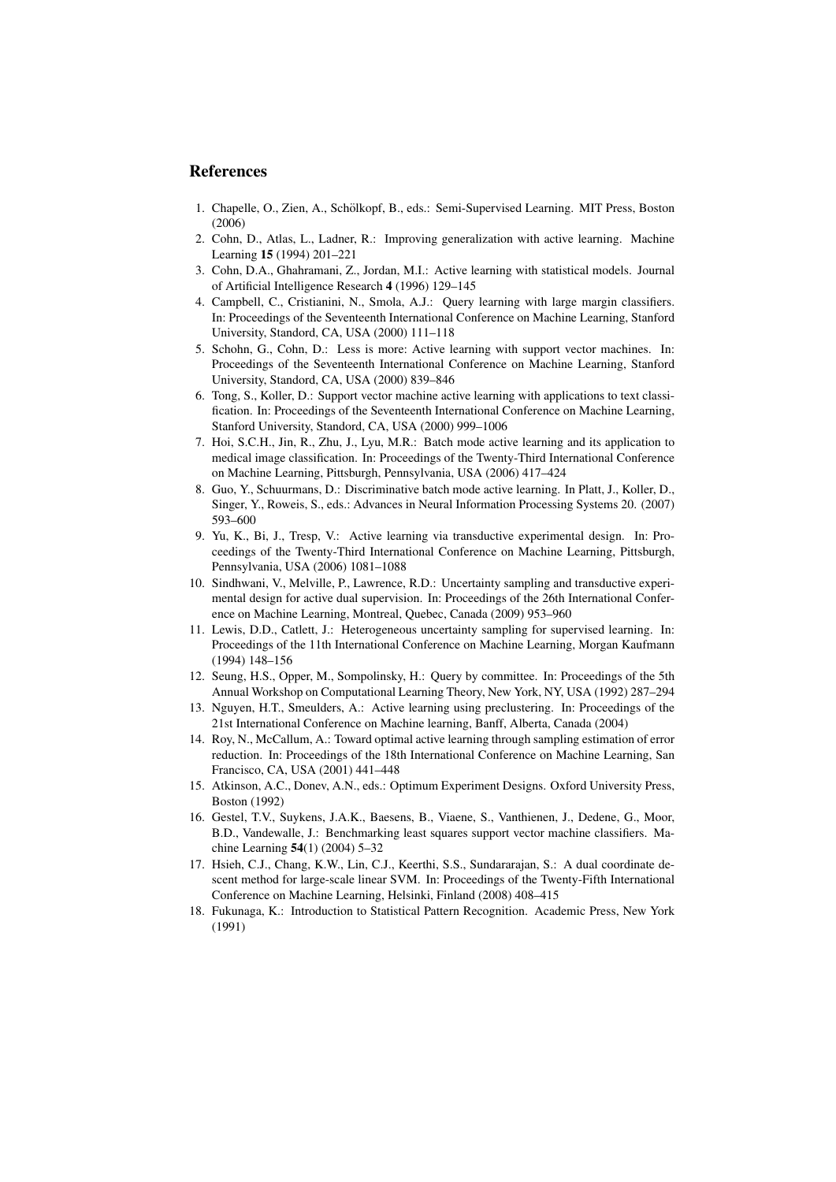## References

1. Chapelle, O., Zien, A., Schölkopf, B., eds.: Semi-Supervised Learning. MIT Press, Boston (2006)
2. Cohn, D., Atlas, L., Ladner, R.: Improving generalization with active learning. Machine Learning **15** (1994) 201–221
3. Cohn, D.A., Ghahramani, Z., Jordan, M.I.: Active learning with statistical models. Journal of Artificial Intelligence Research **4** (1996) 129–145
4. Campbell, C., Cristianini, N., Smola, A.J.: Query learning with large margin classifiers. In: Proceedings of the Seventeenth International Conference on Machine Learning, Stanford University, Standord, CA, USA (2000) 111–118
5. Schohn, G., Cohn, D.: Less is more: Active learning with support vector machines. In: Proceedings of the Seventeenth International Conference on Machine Learning, Stanford University, Standord, CA, USA (2000) 839–846
6. Tong, S., Koller, D.: Support vector machine active learning with applications to text classification. In: Proceedings of the Seventeenth International Conference on Machine Learning, Stanford University, Standord, CA, USA (2000) 999–1006
7. Hoi, S.C.H., Jin, R., Zhu, J., Lyu, M.R.: Batch mode active learning and its application to medical image classification. In: Proceedings of the Twenty-Third International Conference on Machine Learning, Pittsburgh, Pennsylvania, USA (2006) 417–424
8. Guo, Y., Schuurmans, D.: Discriminative batch mode active learning. In Platt, J., Koller, D., Singer, Y., Roweis, S., eds.: Advances in Neural Information Processing Systems 20. (2007) 593–600
9. Yu, K., Bi, J., Tresp, V.: Active learning via transductive experimental design. In: Proceedings of the Twenty-Third International Conference on Machine Learning, Pittsburgh, Pennsylvania, USA (2006) 1081–1088
10. Sindhwani, V., Melville, P., Lawrence, R.D.: Uncertainty sampling and transductive experimental design for active dual supervision. In: Proceedings of the 26th International Conference on Machine Learning, Montreal, Quebec, Canada (2009) 953–960
11. Lewis, D.D., Catlett, J.: Heterogeneous uncertainty sampling for supervised learning. In: Proceedings of the 11th International Conference on Machine Learning, Morgan Kaufmann (1994) 148–156
12. Seung, H.S., Opper, M., Sompolinsky, H.: Query by committee. In: Proceedings of the 5th Annual Workshop on Computational Learning Theory, New York, NY, USA (1992) 287–294
13. Nguyen, H.T., Smeulders, A.: Active learning using preclustering. In: Proceedings of the 21st International Conference on Machine learning, Banff, Alberta, Canada (2004)
14. Roy, N., McCallum, A.: Toward optimal active learning through sampling estimation of error reduction. In: Proceedings of the 18th International Conference on Machine Learning, San Francisco, CA, USA (2001) 441–448
15. Atkinson, A.C., Donev, A.N., eds.: Optimum Experiment Designs. Oxford University Press, Boston (1992)
16. Gestel, T.V., Suykens, J.A.K., Baesens, B., Viaene, S., Vanthienen, J., Dedene, G., Moor, B.D., Vandewalle, J.: Benchmarking least squares support vector machine classifiers. Machine Learning **54**(1) (2004) 5–32
17. Hsieh, C.J., Chang, K.W., Lin, C.J., Keerthi, S.S., Sundararajan, S.: A dual coordinate descent method for large-scale linear SVM. In: Proceedings of the Twenty-Fifth International Conference on Machine Learning, Helsinki, Finland (2008) 408–415
18. Fukunaga, K.: Introduction to Statistical Pattern Recognition. Academic Press, New York (1991)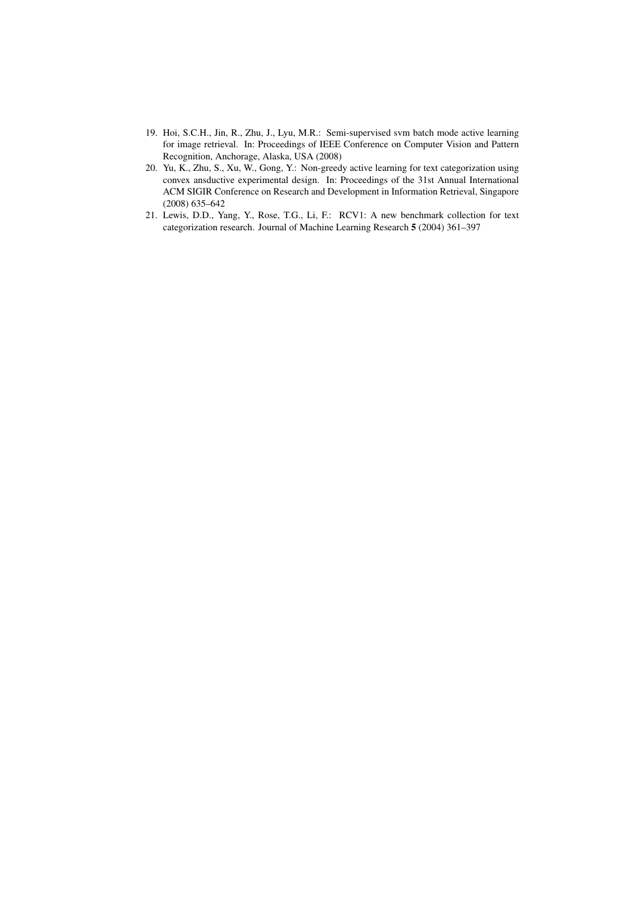19. Hoi, S.C.H., Jin, R., Zhu, J., Lyu, M.R.: Semi-supervised svm batch mode active learning for image retrieval. In: Proceedings of IEEE Conference on Computer Vision and Pattern Recognition, Anchorage, Alaska, USA (2008)
20. Yu, K., Zhu, S., Xu, W., Gong, Y.: Non-greedy active learning for text categorization using convex ansductive experimental design. In: Proceedings of the 31st Annual International ACM SIGIR Conference on Research and Development in Information Retrieval, Singapore (2008) 635–642
21. Lewis, D.D., Yang, Y., Rose, T.G., Li, F.: RCV1: A new benchmark collection for text categorization research. Journal of Machine Learning Research **5** (2004) 361–397